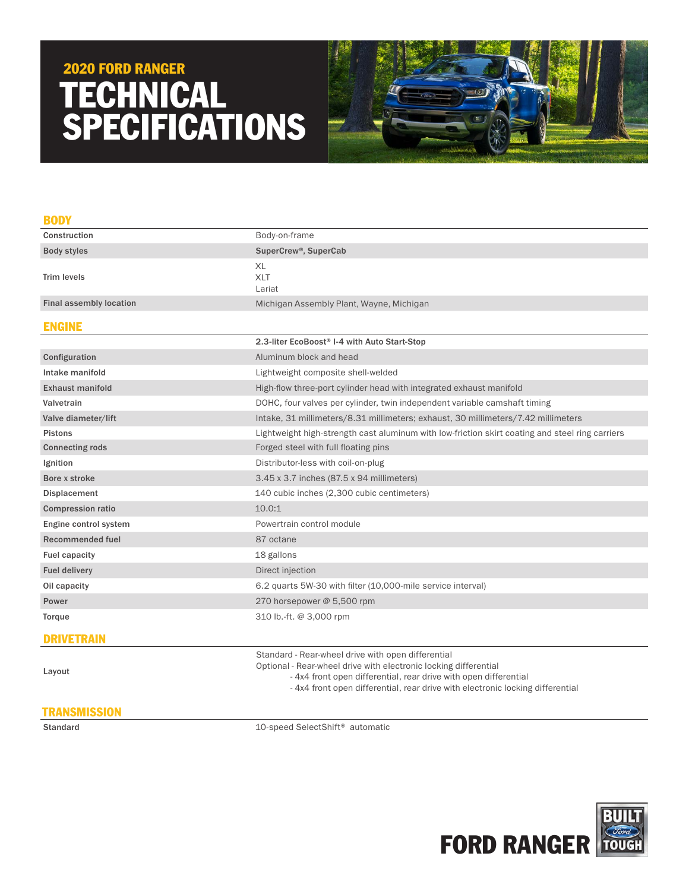# 2020 FORD RANGER
# TECHNICAL SPECIFICATIONS

## BODY

| | |
|---|---|
| Construction | Body-on-frame |
| Body styles | **SuperCrew®, SuperCab** |
| Trim levels | XL<br>XLT<br>Lariat |
| Final assembly location | Michigan Assembly Plant, Wayne, Michigan |

## ENGINE

| | **2.3-liter EcoBoost® I-4 with Auto Start-Stop** |
|---|---|
| Configuration | Aluminum block and head |
| Intake manifold | Lightweight composite shell-welded |
| Exhaust manifold | High-flow three-port cylinder head with integrated exhaust manifold |
| Valvetrain | DOHC, four valves per cylinder, twin independent variable camshaft timing |
| Valve diameter/lift | Intake, 31 millimeters/8.31 millimeters; exhaust, 30 millimeters/7.42 millimeters |
| Pistons | Lightweight high-strength cast aluminum with low-friction skirt coating and steel ring carriers |
| Connecting rods | Forged steel with full floating pins |
| Ignition | Distributor-less with coil-on-plug |
| Bore x stroke | 3.45 x 3.7 inches (87.5 x 94 millimeters) |
| Displacement | 140 cubic inches (2,300 cubic centimeters) |
| Compression ratio | 10.0:1 |
| Engine control system | Powertrain control module |
| Recommended fuel | 87 octane |
| Fuel capacity | 18 gallons |
| Fuel delivery | Direct injection |
| Oil capacity | 6.2 quarts 5W-30 with filter (10,000-mile service interval) |
| Power | 270 horsepower @ 5,500 rpm |
| Torque | 310 lb.-ft. @ 3,000 rpm |

## DRIVETRAIN

| | |
|---|---|
| Layout | Standard - Rear-wheel drive with open differential<br>Optional - Rear-wheel drive with electronic locking differential<br>- 4x4 front open differential, rear drive with open differential<br>- 4x4 front open differential, rear drive with electronic locking differential |

## TRANSMISSION

| | |
|---|---|
| Standard | 10-speed SelectShift® automatic |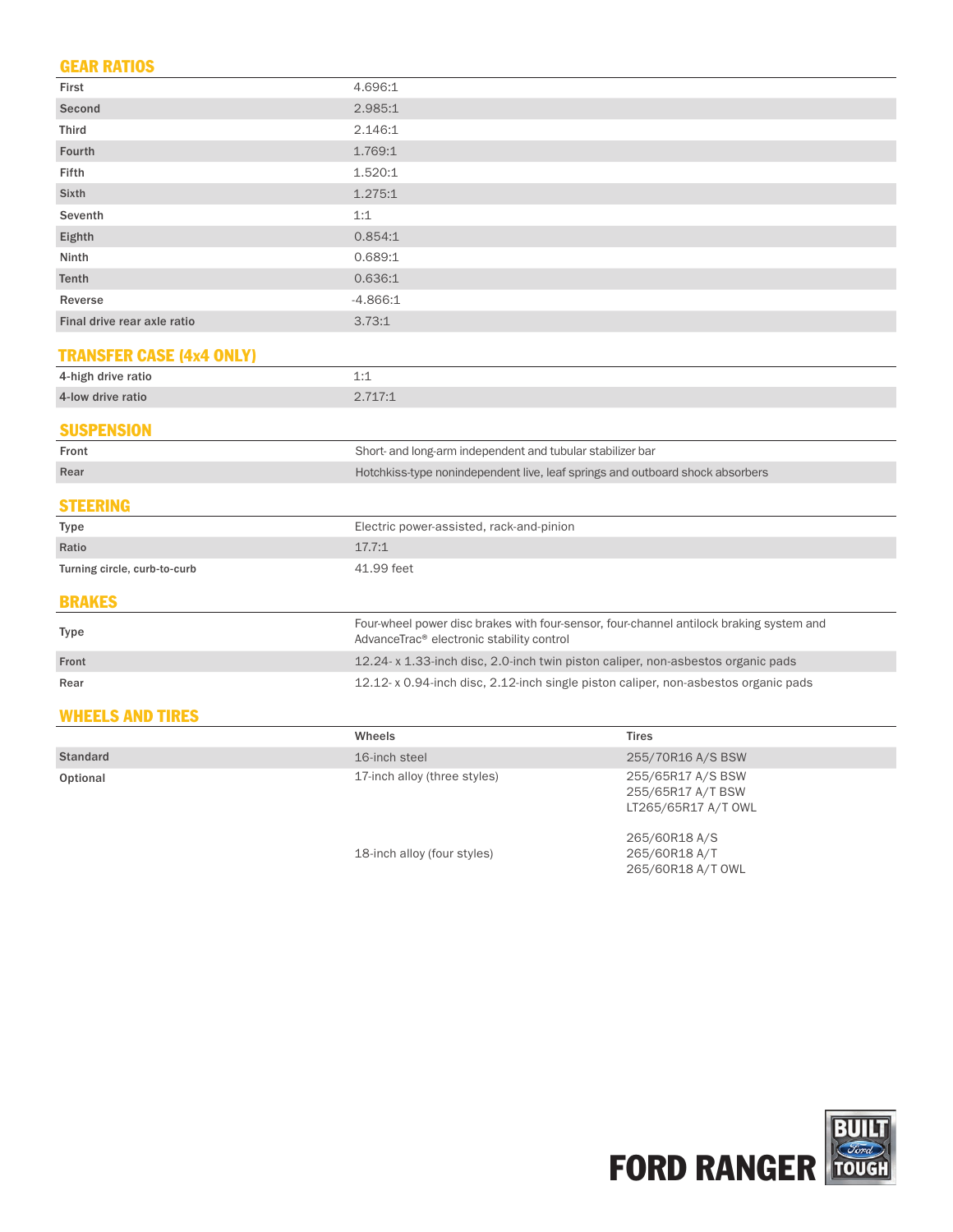## GEAR RATIOS

| | |
|---|---|
| First | 4.696:1 |
| Second | 2.985:1 |
| Third | 2.146:1 |
| Fourth | 1.769:1 |
| Fifth | 1.520:1 |
| Sixth | 1.275:1 |
| Seventh | 1:1 |
| Eighth | 0.854:1 |
| Ninth | 0.689:1 |
| Tenth | 0.636:1 |
| Reverse | -4.866:1 |
| Final drive rear axle ratio | 3.73:1 |

## TRANSFER CASE (4x4 ONLY)

| | |
|---|---|
| 4-high drive ratio | 1:1 |
| 4-low drive ratio | 2.717:1 |

## SUSPENSION

| | |
|---|---|
| Front | Short- and long-arm independent and tubular stabilizer bar |
| Rear | Hotchkiss-type nonindependent live, leaf springs and outboard shock absorbers |

## STEERING

| | |
|---|---|
| Type | Electric power-assisted, rack-and-pinion |
| Ratio | 17.7:1 |
| Turning circle, curb-to-curb | 41.99 feet |

## BRAKES

| | |
|---|---|
| Type | Four-wheel power disc brakes with four-sensor, four-channel antilock braking system and AdvanceTrac® electronic stability control |
| Front | 12.24- x 1.33-inch disc, 2.0-inch twin piston caliper, non-asbestos organic pads |
| Rear | 12.12- x 0.94-inch disc, 2.12-inch single piston caliper, non-asbestos organic pads |

## WHEELS AND TIRES

| | Wheels | Tires |
|---|---|---|
| Standard | 16-inch steel | 255/70R16 A/S BSW |
| Optional | 17-inch alloy (three styles) | 255/65R17 A/S BSW<br>255/65R17 A/T BSW<br>LT265/65R17 A/T OWL |
| | 18-inch alloy (four styles) | 265/60R18 A/S<br>265/60R18 A/T<br>265/60R18 A/T OWL |

FORD RANGER BUILT Ford TOUGH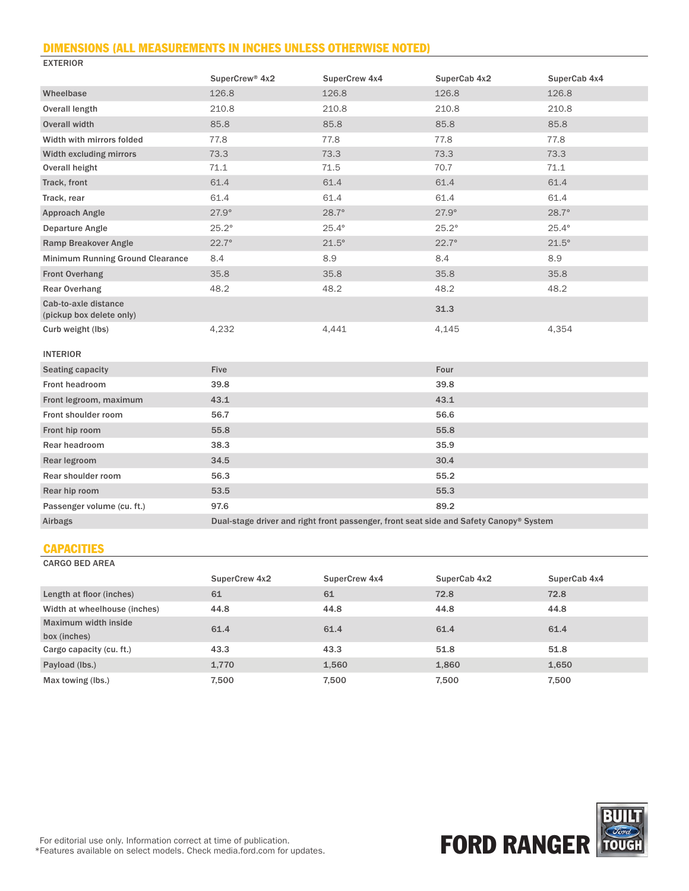## DIMENSIONS (ALL MEASUREMENTS IN INCHES UNLESS OTHERWISE NOTED)

### EXTERIOR

| | SuperCrew® 4x2 | SuperCrew 4x4 | SuperCab 4x2 | SuperCab 4x4 |
|---|---|---|---|---|
| Wheelbase | 126.8 | 126.8 | 126.8 | 126.8 |
| Overall length | 210.8 | 210.8 | 210.8 | 210.8 |
| Overall width | 85.8 | 85.8 | 85.8 | 85.8 |
| Width with mirrors folded | 77.8 | 77.8 | 77.8 | 77.8 |
| Width excluding mirrors | 73.3 | 73.3 | 73.3 | 73.3 |
| Overall height | 71.1 | 71.5 | 70.7 | 71.1 |
| Track, front | 61.4 | 61.4 | 61.4 | 61.4 |
| Track, rear | 61.4 | 61.4 | 61.4 | 61.4 |
| Approach Angle | 27.9° | 28.7° | 27.9° | 28.7° |
| Departure Angle | 25.2° | 25.4° | 25.2° | 25.4° |
| Ramp Breakover Angle | 22.7° | 21.5° | 22.7° | 21.5° |
| Minimum Running Ground Clearance | 8.4 | 8.9 | 8.4 | 8.9 |
| Front Overhang | 35.8 | 35.8 | 35.8 | 35.8 |
| Rear Overhang | 48.2 | 48.2 | 48.2 | 48.2 |
| Cab-to-axle distance (pickup box delete only) | | | 31.3 | |
| Curb weight (lbs) | 4,232 | 4,441 | 4,145 | 4,354 |

### INTERIOR

| | SuperCrew | SuperCab |
|---|---|---|
| Seating capacity | Five | Four |
| Front headroom | 39.8 | 39.8 |
| Front legroom, maximum | 43.1 | 43.1 |
| Front shoulder room | 56.7 | 56.6 |
| Front hip room | 55.8 | 55.8 |
| Rear headroom | 38.3 | 35.9 |
| Rear legroom | 34.5 | 30.4 |
| Rear shoulder room | 56.3 | 55.2 |
| Rear hip room | 53.5 | 55.3 |
| Passenger volume (cu. ft.) | 97.6 | 89.2 |
| Airbags | Dual-stage driver and right front passenger, front seat side and Safety Canopy® System | |

## CAPACITIES

### CARGO BED AREA

| | SuperCrew 4x2 | SuperCrew 4x4 | SuperCab 4x2 | SuperCab 4x4 |
|---|---|---|---|---|
| Length at floor (inches) | 61 | 61 | 72.8 | 72.8 |
| Width at wheelhouse (inches) | 44.8 | 44.8 | 44.8 | 44.8 |
| Maximum width inside box (inches) | 61.4 | 61.4 | 61.4 | 61.4 |
| Cargo capacity (cu. ft.) | 43.3 | 43.3 | 51.8 | 51.8 |
| Payload (lbs.) | 1,770 | 1,560 | 1,860 | 1,650 |
| Max towing (lbs.) | 7,500 | 7,500 | 7,500 | 7,500 |

For editorial use only. Information correct at time of publication.
*Features available on select models. Check media.ford.com for updates.

FORD RANGER
BUILT Ford TOUGH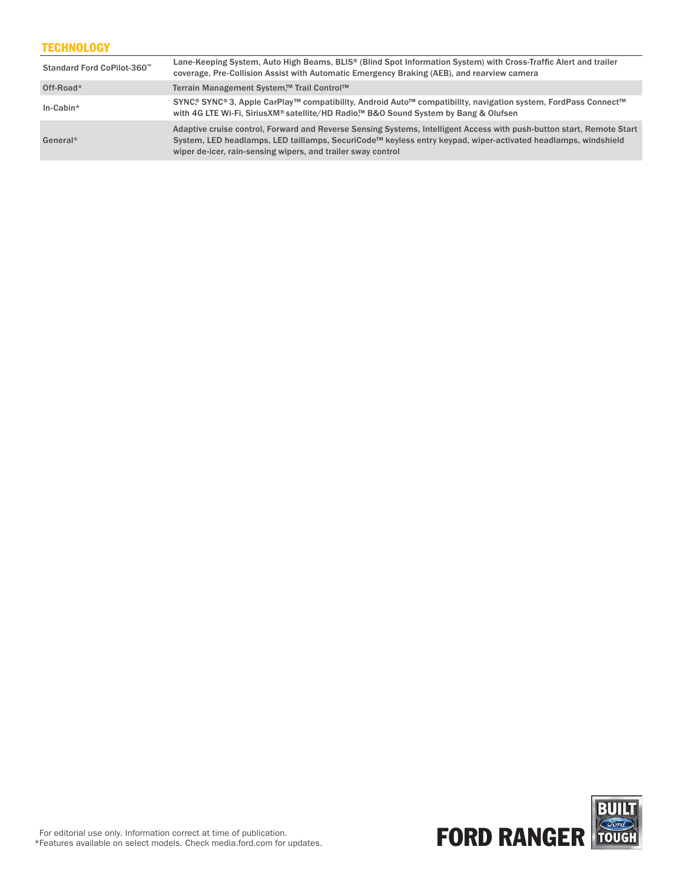## TECHNOLOGY

| | |
|---|---|
| Standard Ford CoPilot-360™ | Lane-Keeping System, Auto High Beams, BLIS® (Blind Spot Information System) with Cross-Traffic Alert and trailer coverage, Pre-Collision Assist with Automatic Emergency Braking (AEB), and rearview camera |
| Off-Road* | Terrain Management System,™ Trail Control™ |
| In-Cabin* | SYNC,® SYNC® 3, Apple CarPlay™ compatibility, Android Auto™ compatibility, navigation system, FordPass Connect™ with 4G LTE Wi-Fi, SiriusXM® satellite/HD Radio,™ B&O Sound System by Bang & Olufsen |
| General* | Adaptive cruise control, Forward and Reverse Sensing Systems, Intelligent Access with push-button start, Remote Start System, LED headlamps, LED taillamps, SecuriCode™ keyless entry keypad, wiper-activated headlamps, windshield wiper de-icer, rain-sensing wipers, and trailer sway control |

For editorial use only. Information correct at time of publication.
*Features available on select models. Check media.ford.com for updates.

FORD RANGER

BUILT Ford TOUGH